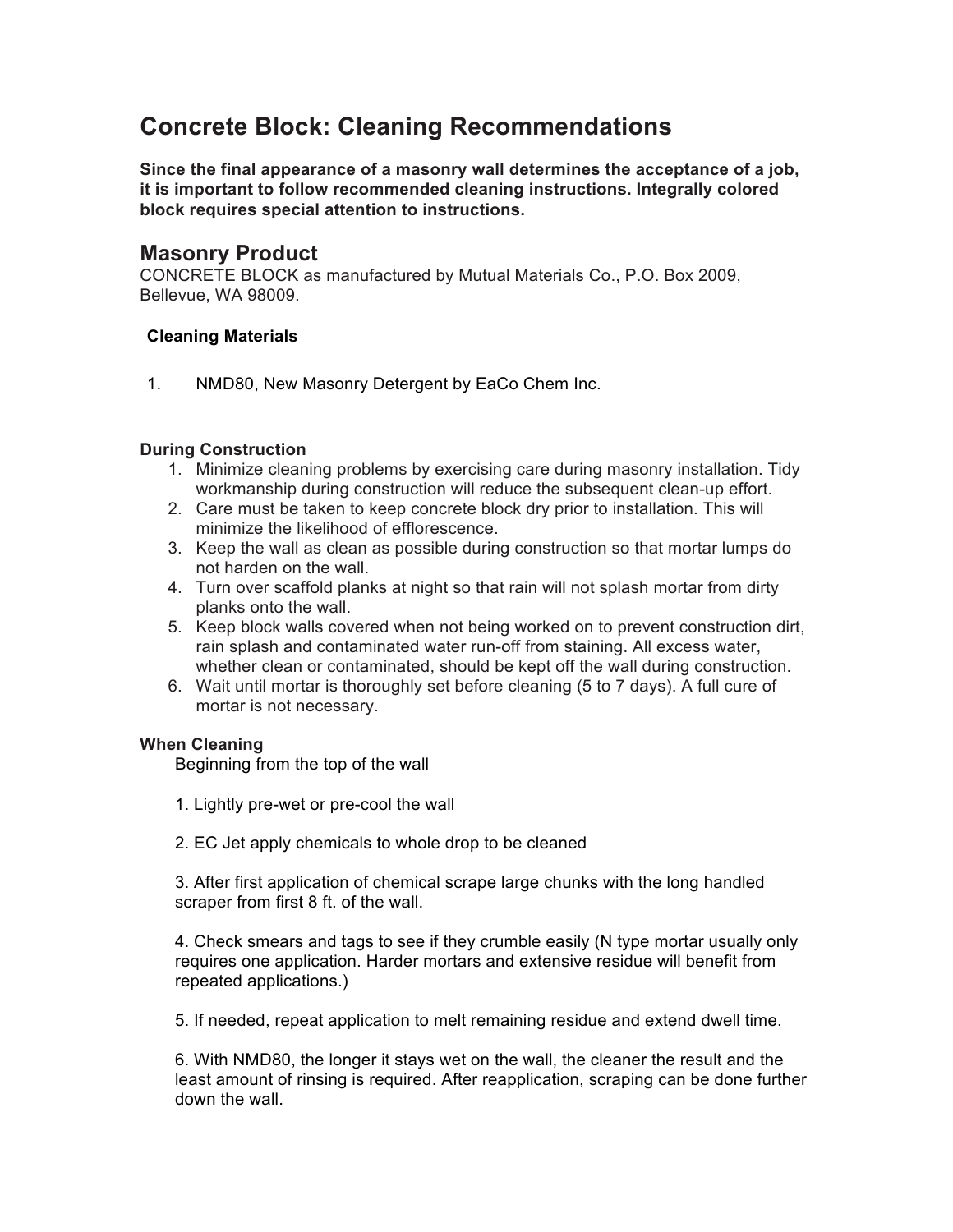# Concrete Block: Cleaning Recommendations

**Since the final appearance of a masonry wall determines the acceptance of a job, it is important to follow recommended cleaning instructions. Integrally colored block requires special attention to instructions.**

## Masonry Product

CONCRETE BLOCK as manufactured by Mutual Materials Co., P.O. Box 2009, Bellevue, WA 98009.

### Cleaning Materials

1. NMD80, New Masonry Detergent by EaCo Chem Inc.

### During Construction

1. Minimize cleaning problems by exercising care during masonry installation. Tidy workmanship during construction will reduce the subsequent clean-up effort.
2. Care must be taken to keep concrete block dry prior to installation. This will minimize the likelihood of efflorescence.
3. Keep the wall as clean as possible during construction so that mortar lumps do not harden on the wall.
4. Turn over scaffold planks at night so that rain will not splash mortar from dirty planks onto the wall.
5. Keep block walls covered when not being worked on to prevent construction dirt, rain splash and contaminated water run-off from staining. All excess water, whether clean or contaminated, should be kept off the wall during construction.
6. Wait until mortar is thoroughly set before cleaning (5 to 7 days). A full cure of mortar is not necessary.

### When Cleaning

Beginning from the top of the wall

1. Lightly pre-wet or pre-cool the wall

2. EC Jet apply chemicals to whole drop to be cleaned

3. After first application of chemical scrape large chunks with the long handled scraper from first 8 ft. of the wall.

4. Check smears and tags to see if they crumble easily (N type mortar usually only requires one application. Harder mortars and extensive residue will benefit from repeated applications.)

5. If needed, repeat application to melt remaining residue and extend dwell time.

6. With NMD80, the longer it stays wet on the wall, the cleaner the result and the least amount of rinsing is required. After reapplication, scraping can be done further down the wall.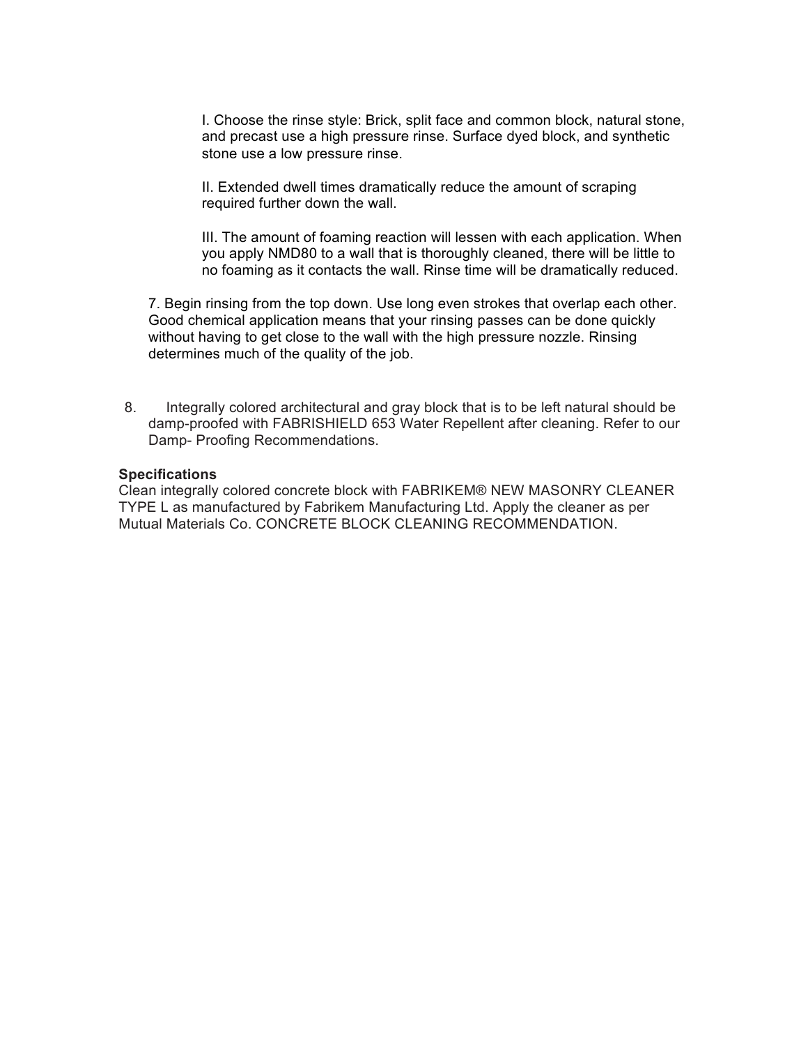I. Choose the rinse style: Brick, split face and common block, natural stone, and precast use a high pressure rinse. Surface dyed block, and synthetic stone use a low pressure rinse.

II. Extended dwell times dramatically reduce the amount of scraping required further down the wall.

III. The amount of foaming reaction will lessen with each application. When you apply NMD80 to a wall that is thoroughly cleaned, there will be little to no foaming as it contacts the wall. Rinse time will be dramatically reduced.

7. Begin rinsing from the top down. Use long even strokes that overlap each other. Good chemical application means that your rinsing passes can be done quickly without having to get close to the wall with the high pressure nozzle. Rinsing determines much of the quality of the job.

8. Integrally colored architectural and gray block that is to be left natural should be damp-proofed with FABRISHIELD 653 Water Repellent after cleaning. Refer to our Damp- Proofing Recommendations.

**Specifications**

Clean integrally colored concrete block with FABRIKEM® NEW MASONRY CLEANER TYPE L as manufactured by Fabrikem Manufacturing Ltd. Apply the cleaner as per Mutual Materials Co. CONCRETE BLOCK CLEANING RECOMMENDATION.